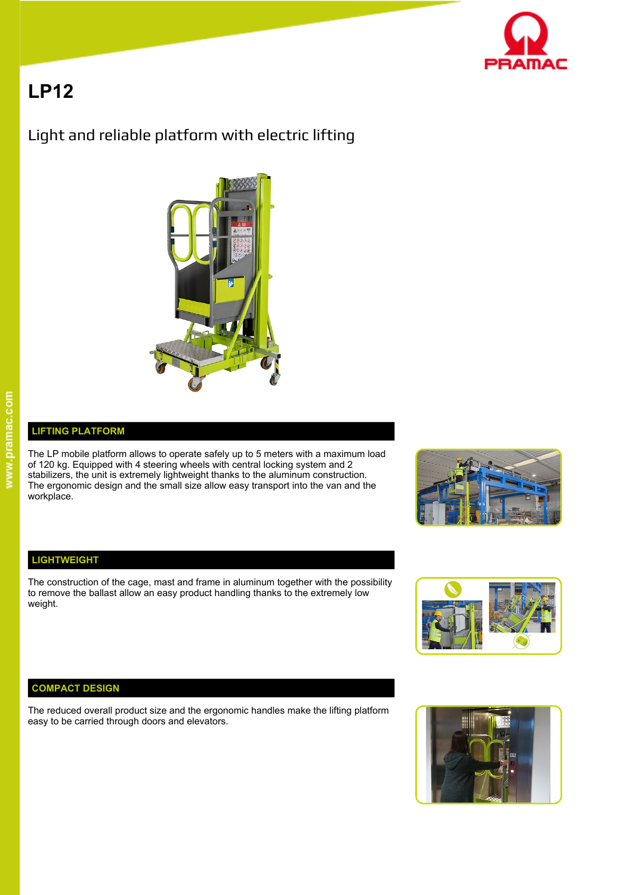# LP12

## Light and reliable platform with electric lifting

### LIFTING PLATFORM

The LP mobile platform allows to operate safely up to 5 meters with a maximum load of 120 kg. Equipped with 4 steering wheels with central locking system and 2 stabilizers, the unit is extremely lightweight thanks to the aluminum construction. The ergonomic design and the small size allow easy transport into the van and the workplace.

### LIGHTWEIGHT

The construction of the cage, mast and frame in aluminum together with the possibility to remove the ballast allow an easy product handling thanks to the extremely low weight.

### COMPACT DESIGN

The reduced overall product size and the ergonomic handles make the lifting platform easy to be carried through doors and elevators.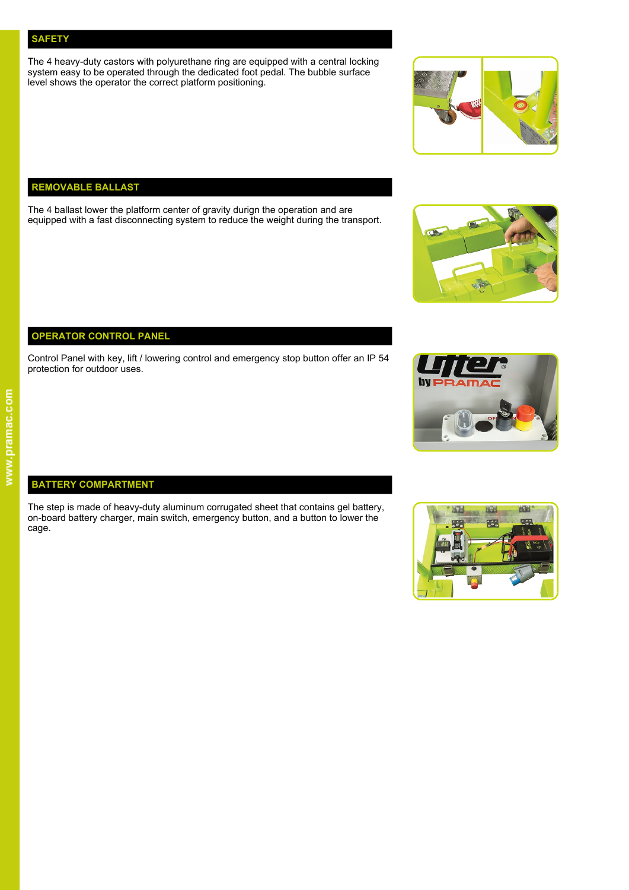## SAFETY

The 4 heavy-duty castors with polyurethane ring are equipped with a central locking system easy to be operated through the dedicated foot pedal. The bubble surface level shows the operator the correct platform positioning.

## REMOVABLE BALLAST

The 4 ballast lower the platform center of gravity durign the operation and are equipped with a fast disconnecting system to reduce the weight during the transport.

## OPERATOR CONTROL PANEL

Control Panel with key, lift / lowering control and emergency stop button offer an IP 54 protection for outdoor uses.

## BATTERY COMPARTMENT

The step is made of heavy-duty aluminum corrugated sheet that contains gel battery, on-board battery charger, main switch, emergency button, and a button to lower the cage.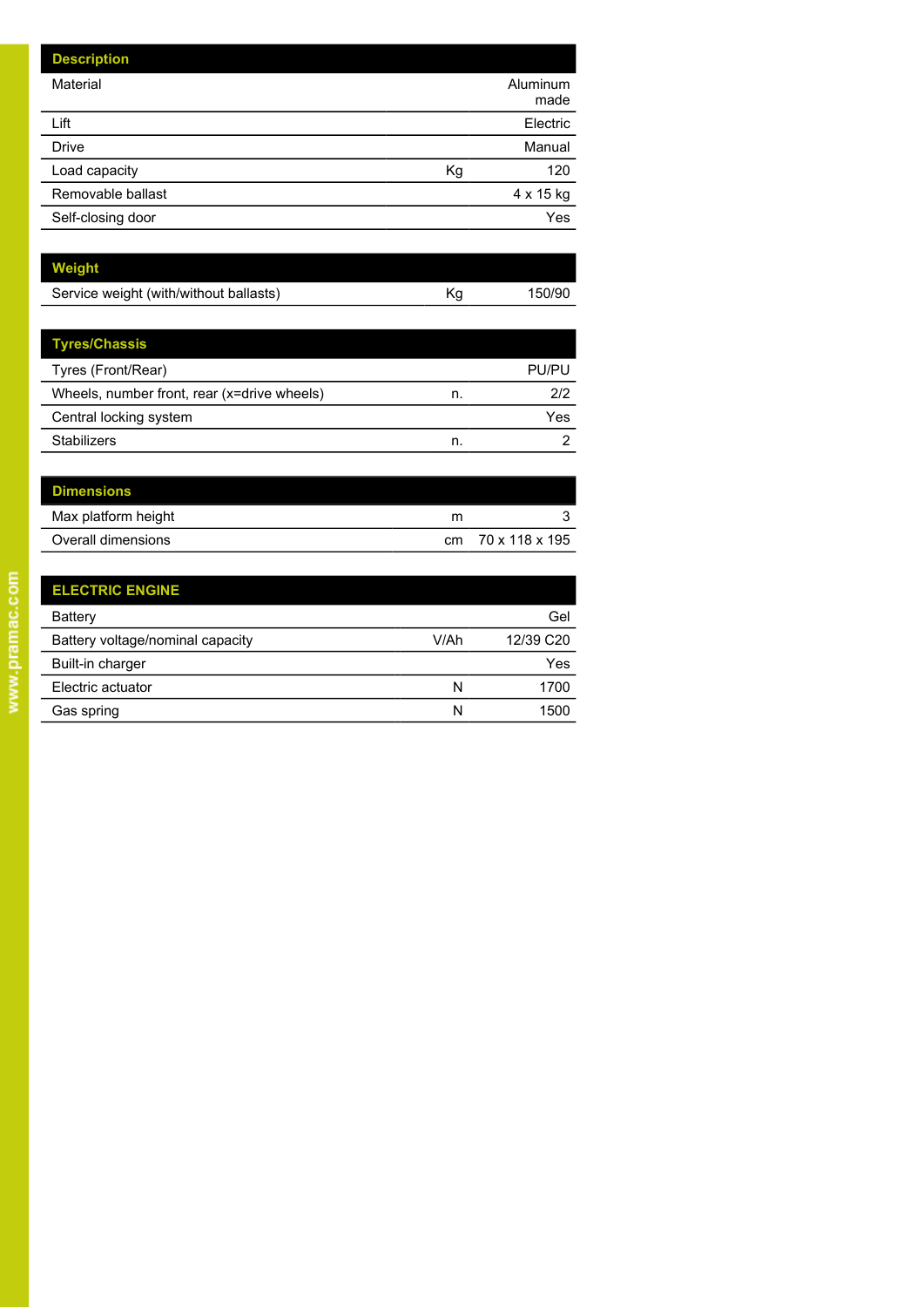| Description | | |
|---|---|---|
| Material | | Aluminum made |
| Lift | | Electric |
| Drive | | Manual |
| Load capacity | Kg | 120 |
| Removable ballast | | 4 x 15 kg |
| Self-closing door | | Yes |

| Weight | | |
|---|---|---|
| Service weight (with/without ballasts) | Kg | 150/90 |

| Tyres/Chassis | | |
|---|---|---|
| Tyres (Front/Rear) | | PU/PU |
| Wheels, number front, rear (x=drive wheels) | n. | 2/2 |
| Central locking system | | Yes |
| Stabilizers | n. | 2 |

| Dimensions | | |
|---|---|---|
| Max platform height | m | 3 |
| Overall dimensions | cm | 70 x 118 x 195 |

| ELECTRIC ENGINE | | |
|---|---|---|
| Battery | | Gel |
| Battery voltage/nominal capacity | V/Ah | 12/39 C20 |
| Built-in charger | | Yes |
| Electric actuator | N | 1700 |
| Gas spring | N | 1500 |

www.pramac.com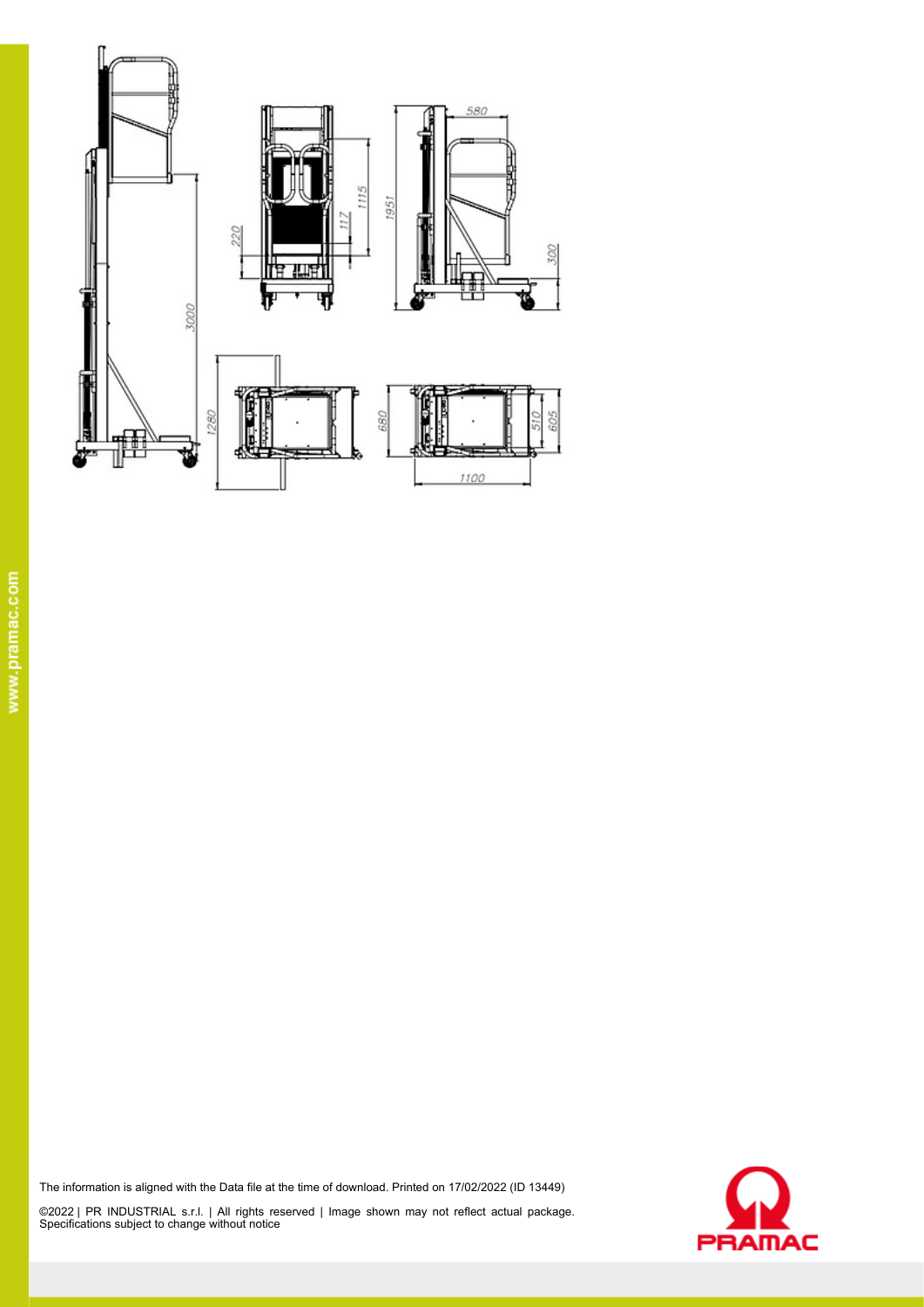3000

220

117

1115

1951

580

300

1280

680

510

605

1100

The information is aligned with the Data file at the time of download. Printed on 17/02/2022 (ID 13449)

©2022 | PR INDUSTRIAL s.r.l. | All rights reserved | Image shown may not reflect actual package.
Specifications subject to change without notice